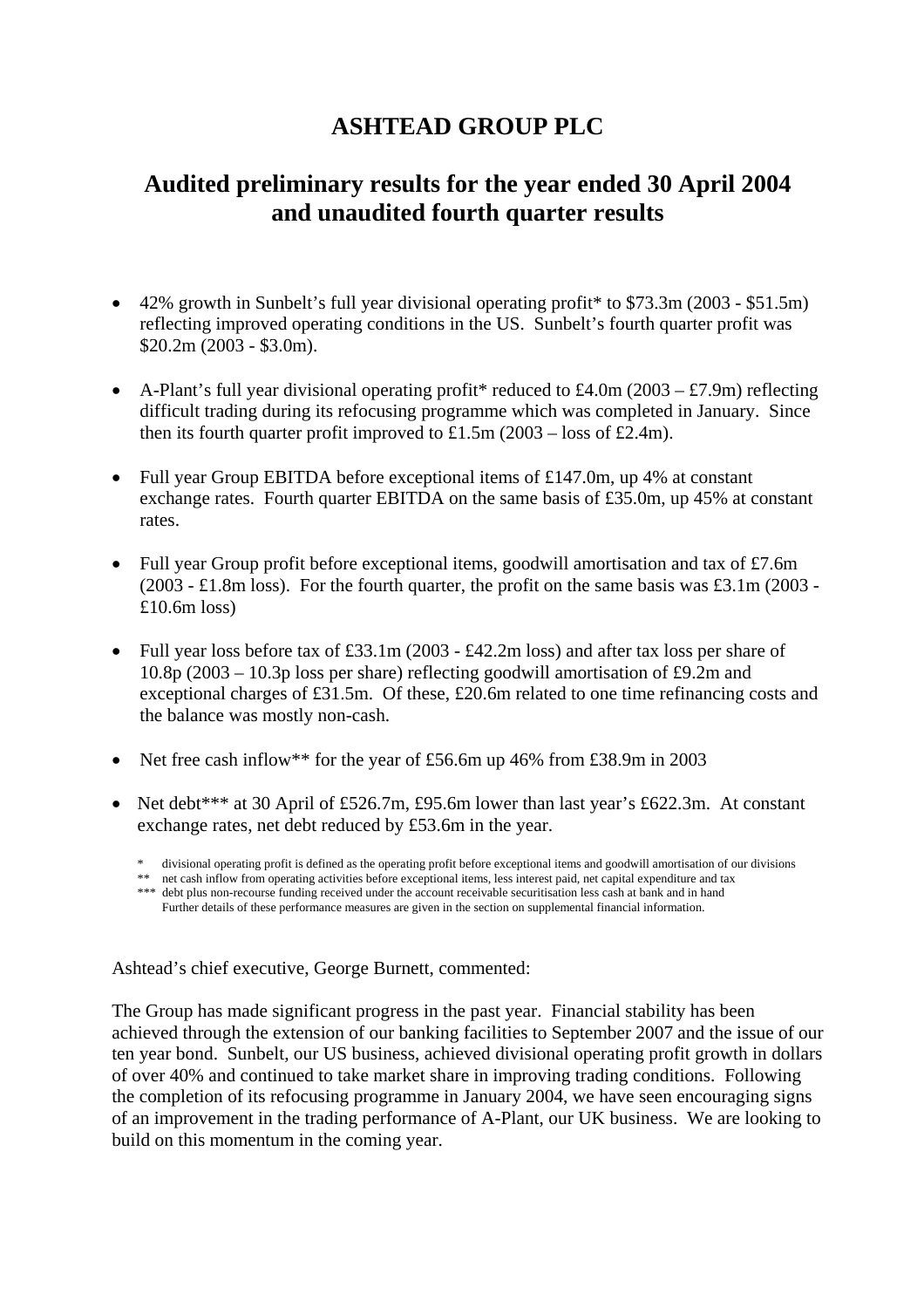# ASHTEAD GROUP PLC

## Audited preliminary results for the year ended 30 April 2004 and unaudited fourth quarter results

- 42% growth in Sunbelt's full year divisional operating profit* to $73.3m (2003 - $51.5m) reflecting improved operating conditions in the US. Sunbelt's fourth quarter profit was $20.2m (2003 - $3.0m).

- A-Plant's full year divisional operating profit* reduced to £4.0m (2003 – £7.9m) reflecting difficult trading during its refocusing programme which was completed in January. Since then its fourth quarter profit improved to £1.5m (2003 – loss of £2.4m).

- Full year Group EBITDA before exceptional items of £147.0m, up 4% at constant exchange rates. Fourth quarter EBITDA on the same basis of £35.0m, up 45% at constant rates.

- Full year Group profit before exceptional items, goodwill amortisation and tax of £7.6m (2003 - £1.8m loss). For the fourth quarter, the profit on the same basis was £3.1m (2003 - £10.6m loss)

- Full year loss before tax of £33.1m (2003 - £42.2m loss) and after tax loss per share of 10.8p (2003 – 10.3p loss per share) reflecting goodwill amortisation of £9.2m and exceptional charges of £31.5m. Of these, £20.6m related to one time refinancing costs and the balance was mostly non-cash.

- Net free cash inflow** for the year of £56.6m up 46% from £38.9m in 2003

- Net debt*** at 30 April of £526.7m, £95.6m lower than last year's £622.3m. At constant exchange rates, net debt reduced by £53.6m in the year.

\* divisional operating profit is defined as the operating profit before exceptional items and goodwill amortisation of our divisions
\** net cash inflow from operating activities before exceptional items, less interest paid, net capital expenditure and tax
\*** debt plus non-recourse funding received under the account receivable securitisation less cash at bank and in hand
Further details of these performance measures are given in the section on supplemental financial information.

Ashtead's chief executive, George Burnett, commented:

The Group has made significant progress in the past year. Financial stability has been achieved through the extension of our banking facilities to September 2007 and the issue of our ten year bond. Sunbelt, our US business, achieved divisional operating profit growth in dollars of over 40% and continued to take market share in improving trading conditions. Following the completion of its refocusing programme in January 2004, we have seen encouraging signs of an improvement in the trading performance of A-Plant, our UK business. We are looking to build on this momentum in the coming year.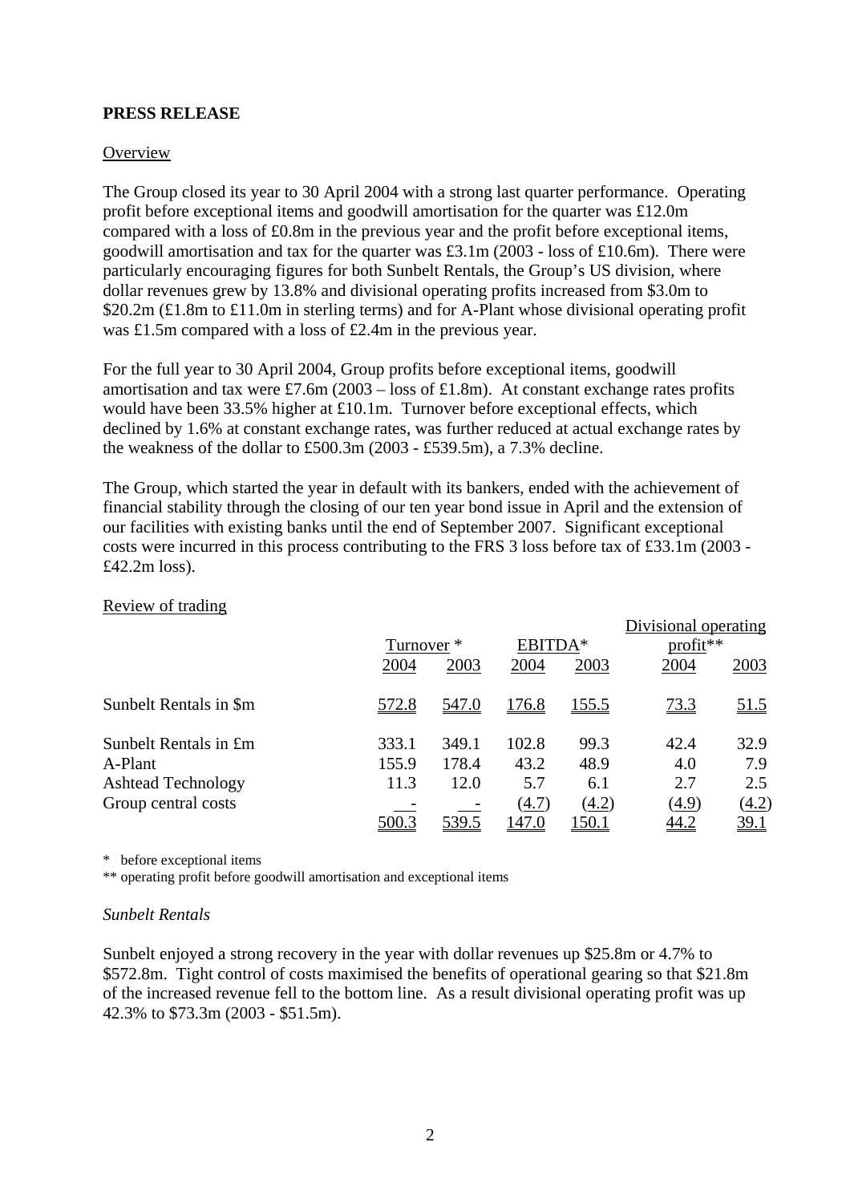**PRESS RELEASE**

Overview

The Group closed its year to 30 April 2004 with a strong last quarter performance. Operating profit before exceptional items and goodwill amortisation for the quarter was £12.0m compared with a loss of £0.8m in the previous year and the profit before exceptional items, goodwill amortisation and tax for the quarter was £3.1m (2003 - loss of £10.6m). There were particularly encouraging figures for both Sunbelt Rentals, the Group's US division, where dollar revenues grew by 13.8% and divisional operating profits increased from $3.0m to $20.2m (£1.8m to £11.0m in sterling terms) and for A-Plant whose divisional operating profit was £1.5m compared with a loss of £2.4m in the previous year.

For the full year to 30 April 2004, Group profits before exceptional items, goodwill amortisation and tax were £7.6m (2003 – loss of £1.8m). At constant exchange rates profits would have been 33.5% higher at £10.1m. Turnover before exceptional effects, which declined by 1.6% at constant exchange rates, was further reduced at actual exchange rates by the weakness of the dollar to £500.3m (2003 - £539.5m), a 7.3% decline.

The Group, which started the year in default with its bankers, ended with the achievement of financial stability through the closing of our ten year bond issue in April and the extension of our facilities with existing banks until the end of September 2007. Significant exceptional costs were incurred in this process contributing to the FRS 3 loss before tax of £33.1m (2003 - £42.2m loss).

Review of trading

| | Turnover * | | EBITDA* | | Divisional operating profit** | |
|---|---|---|---|---|---|---|
| | 2004 | 2003 | 2004 | 2003 | 2004 | 2003 |
| Sunbelt Rentals in $m | 572.8 | 547.0 | 176.8 | 155.5 | 73.3 | 51.5 |
| Sunbelt Rentals in £m | 333.1 | 349.1 | 102.8 | 99.3 | 42.4 | 32.9 |
| A-Plant | 155.9 | 178.4 | 43.2 | 48.9 | 4.0 | 7.9 |
| Ashtead Technology | 11.3 | 12.0 | 5.7 | 6.1 | 2.7 | 2.5 |
| Group central costs | - | - | (4.7) | (4.2) | (4.9) | (4.2) |
| | 500.3 | 539.5 | 147.0 | 150.1 | 44.2 | 39.1 |

\* before exceptional items

** operating profit before goodwill amortisation and exceptional items

*Sunbelt Rentals*

Sunbelt enjoyed a strong recovery in the year with dollar revenues up $25.8m or 4.7% to $572.8m. Tight control of costs maximised the benefits of operational gearing so that $21.8m of the increased revenue fell to the bottom line. As a result divisional operating profit was up 42.3% to $73.3m (2003 - $51.5m).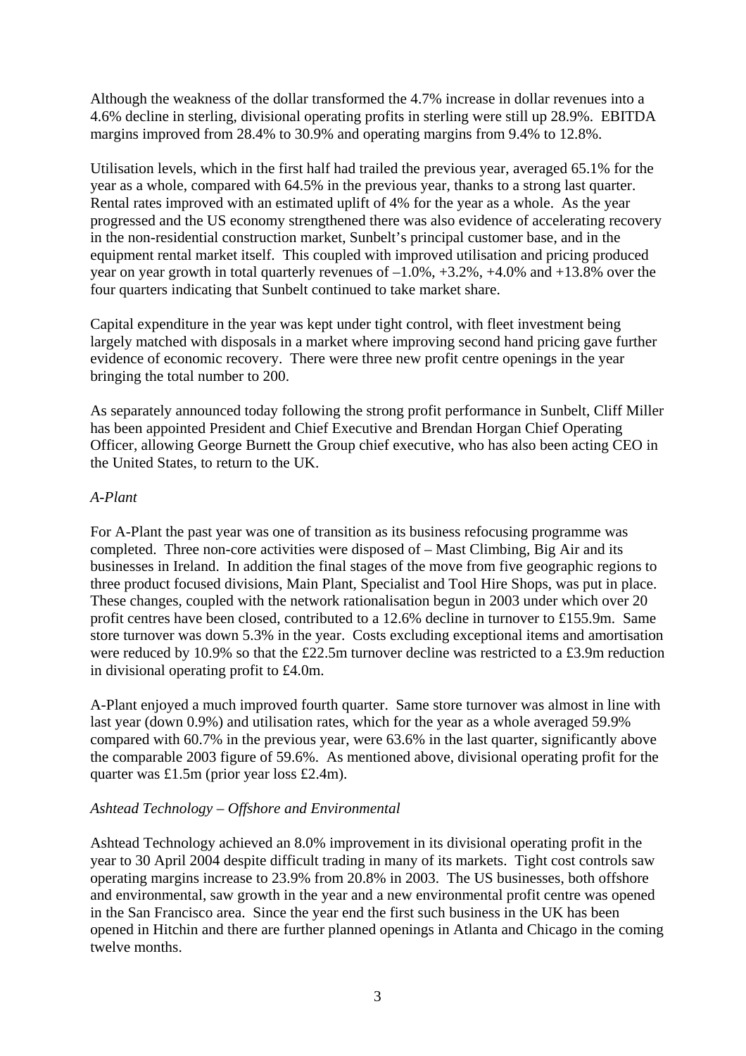Although the weakness of the dollar transformed the 4.7% increase in dollar revenues into a 4.6% decline in sterling, divisional operating profits in sterling were still up 28.9%. EBITDA margins improved from 28.4% to 30.9% and operating margins from 9.4% to 12.8%.

Utilisation levels, which in the first half had trailed the previous year, averaged 65.1% for the year as a whole, compared with 64.5% in the previous year, thanks to a strong last quarter. Rental rates improved with an estimated uplift of 4% for the year as a whole. As the year progressed and the US economy strengthened there was also evidence of accelerating recovery in the non-residential construction market, Sunbelt's principal customer base, and in the equipment rental market itself. This coupled with improved utilisation and pricing produced year on year growth in total quarterly revenues of –1.0%, +3.2%, +4.0% and +13.8% over the four quarters indicating that Sunbelt continued to take market share.

Capital expenditure in the year was kept under tight control, with fleet investment being largely matched with disposals in a market where improving second hand pricing gave further evidence of economic recovery. There were three new profit centre openings in the year bringing the total number to 200.

As separately announced today following the strong profit performance in Sunbelt, Cliff Miller has been appointed President and Chief Executive and Brendan Horgan Chief Operating Officer, allowing George Burnett the Group chief executive, who has also been acting CEO in the United States, to return to the UK.

*A-Plant*

For A-Plant the past year was one of transition as its business refocusing programme was completed. Three non-core activities were disposed of – Mast Climbing, Big Air and its businesses in Ireland. In addition the final stages of the move from five geographic regions to three product focused divisions, Main Plant, Specialist and Tool Hire Shops, was put in place. These changes, coupled with the network rationalisation begun in 2003 under which over 20 profit centres have been closed, contributed to a 12.6% decline in turnover to £155.9m. Same store turnover was down 5.3% in the year. Costs excluding exceptional items and amortisation were reduced by 10.9% so that the £22.5m turnover decline was restricted to a £3.9m reduction in divisional operating profit to £4.0m.

A-Plant enjoyed a much improved fourth quarter. Same store turnover was almost in line with last year (down 0.9%) and utilisation rates, which for the year as a whole averaged 59.9% compared with 60.7% in the previous year, were 63.6% in the last quarter, significantly above the comparable 2003 figure of 59.6%. As mentioned above, divisional operating profit for the quarter was £1.5m (prior year loss £2.4m).

*Ashtead Technology – Offshore and Environmental*

Ashtead Technology achieved an 8.0% improvement in its divisional operating profit in the year to 30 April 2004 despite difficult trading in many of its markets. Tight cost controls saw operating margins increase to 23.9% from 20.8% in 2003. The US businesses, both offshore and environmental, saw growth in the year and a new environmental profit centre was opened in the San Francisco area. Since the year end the first such business in the UK has been opened in Hitchin and there are further planned openings in Atlanta and Chicago in the coming twelve months.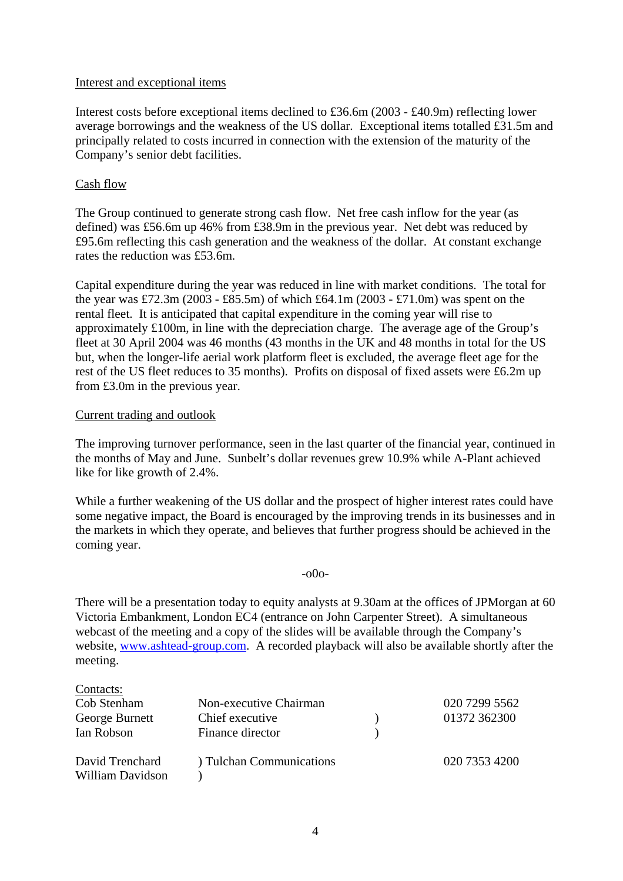Interest and exceptional items

Interest costs before exceptional items declined to £36.6m (2003 - £40.9m) reflecting lower average borrowings and the weakness of the US dollar. Exceptional items totalled £31.5m and principally related to costs incurred in connection with the extension of the maturity of the Company's senior debt facilities.

Cash flow

The Group continued to generate strong cash flow. Net free cash inflow for the year (as defined) was £56.6m up 46% from £38.9m in the previous year. Net debt was reduced by £95.6m reflecting this cash generation and the weakness of the dollar. At constant exchange rates the reduction was £53.6m.

Capital expenditure during the year was reduced in line with market conditions. The total for the year was £72.3m (2003 - £85.5m) of which £64.1m (2003 - £71.0m) was spent on the rental fleet. It is anticipated that capital expenditure in the coming year will rise to approximately £100m, in line with the depreciation charge. The average age of the Group's fleet at 30 April 2004 was 46 months (43 months in the UK and 48 months in total for the US but, when the longer-life aerial work platform fleet is excluded, the average fleet age for the rest of the US fleet reduces to 35 months). Profits on disposal of fixed assets were £6.2m up from £3.0m in the previous year.

Current trading and outlook

The improving turnover performance, seen in the last quarter of the financial year, continued in the months of May and June. Sunbelt's dollar revenues grew 10.9% while A-Plant achieved like for like growth of 2.4%.

While a further weakening of the US dollar and the prospect of higher interest rates could have some negative impact, the Board is encouraged by the improving trends in its businesses and in the markets in which they operate, and believes that further progress should be achieved in the coming year.

-o0o-

There will be a presentation today to equity analysts at 9.30am at the offices of JPMorgan at 60 Victoria Embankment, London EC4 (entrance on John Carpenter Street). A simultaneous webcast of the meeting and a copy of the slides will be available through the Company's website, www.ashtead-group.com. A recorded playback will also be available shortly after the meeting.

Contacts:

| | | | |
|---|---|---|---|
| Cob Stenham | Non-executive Chairman | | 020 7299 5562 |
| George Burnett | Chief executive | ) | 01372 362300 |
| Ian Robson | Finance director | ) | |
| | | | |
| David Trenchard | ) Tulchan Communications | | 020 7353 4200 |
| William Davidson | ) | | |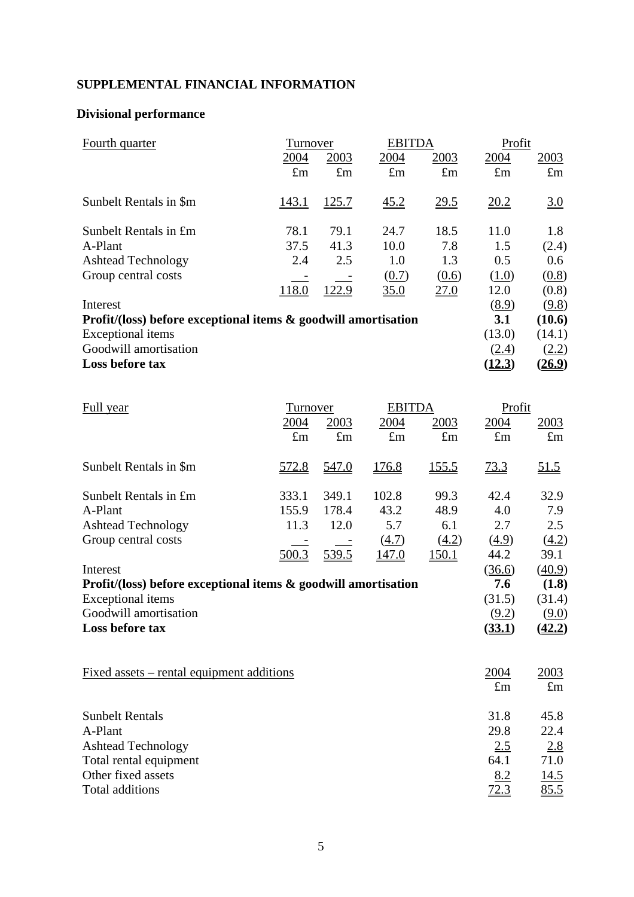## SUPPLEMENTAL FINANCIAL INFORMATION

### Divisional performance

| Fourth quarter | Turnover | | EBITDA | | Profit | |
|---|---|---|---|---|---|---|
| | 2004 | 2003 | 2004 | 2003 | 2004 | 2003 |
| | £m | £m | £m | £m | £m | £m |
| Sunbelt Rentals in $m | 143.1 | 125.7 | 45.2 | 29.5 | 20.2 | 3.0 |
| Sunbelt Rentals in £m | 78.1 | 79.1 | 24.7 | 18.5 | 11.0 | 1.8 |
| A-Plant | 37.5 | 41.3 | 10.0 | 7.8 | 1.5 | (2.4) |
| Ashtead Technology | 2.4 | 2.5 | 1.0 | 1.3 | 0.5 | 0.6 |
| Group central costs | - | - | (0.7) | (0.6) | (1.0) | (0.8) |
| | 118.0 | 122.9 | 35.0 | 27.0 | 12.0 | (0.8) |
| Interest | | | | | (8.9) | (9.8) |
| **Profit/(loss) before exceptional items & goodwill amortisation** | | | | | **3.1** | **(10.6)** |
| Exceptional items | | | | | (13.0) | (14.1) |
| Goodwill amortisation | | | | | (2.4) | (2.2) |
| **Loss before tax** | | | | | **(12.3)** | **(26.9)** |

| Full year | Turnover | | EBITDA | | Profit | |
|---|---|---|---|---|---|---|
| | 2004 | 2003 | 2004 | 2003 | 2004 | 2003 |
| | £m | £m | £m | £m | £m | £m |
| Sunbelt Rentals in $m | 572.8 | 547.0 | 176.8 | 155.5 | 73.3 | 51.5 |
| Sunbelt Rentals in £m | 333.1 | 349.1 | 102.8 | 99.3 | 42.4 | 32.9 |
| A-Plant | 155.9 | 178.4 | 43.2 | 48.9 | 4.0 | 7.9 |
| Ashtead Technology | 11.3 | 12.0 | 5.7 | 6.1 | 2.7 | 2.5 |
| Group central costs | - | - | (4.7) | (4.2) | (4.9) | (4.2) |
| | 500.3 | 539.5 | 147.0 | 150.1 | 44.2 | 39.1 |
| Interest | | | | | (36.6) | (40.9) |
| **Profit/(loss) before exceptional items & goodwill amortisation** | | | | | **7.6** | **(1.8)** |
| Exceptional items | | | | | (31.5) | (31.4) |
| Goodwill amortisation | | | | | (9.2) | (9.0) |
| **Loss before tax** | | | | | **(33.1)** | **(42.2)** |

| Fixed assets – rental equipment additions | 2004 | 2003 |
|---|---|---|
| | £m | £m |
| Sunbelt Rentals | 31.8 | 45.8 |
| A-Plant | 29.8 | 22.4 |
| Ashtead Technology | 2.5 | 2.8 |
| Total rental equipment | 64.1 | 71.0 |
| Other fixed assets | 8.2 | 14.5 |
| Total additions | 72.3 | 85.5 |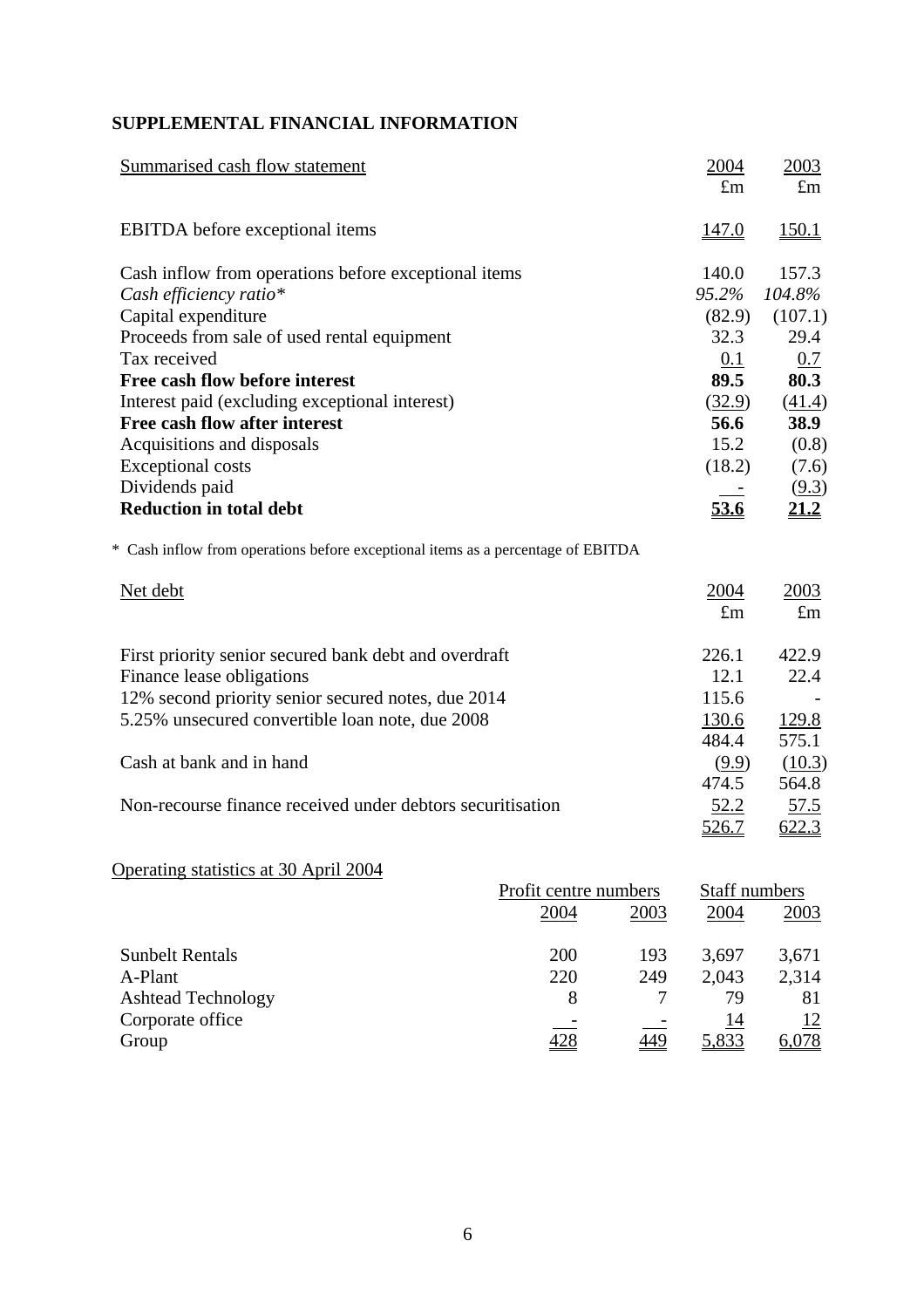## SUPPLEMENTAL FINANCIAL INFORMATION

| Summarised cash flow statement | 2004 £m | 2003 £m |
|---|---|---|
| EBITDA before exceptional items | 147.0 | 150.1 |
| Cash inflow from operations before exceptional items | 140.0 | 157.3 |
| *Cash efficiency ratio** | *95.2%* | *104.8%* |
| Capital expenditure | (82.9) | (107.1) |
| Proceeds from sale of used rental equipment | 32.3 | 29.4 |
| Tax received | 0.1 | 0.7 |
| **Free cash flow before interest** | **89.5** | **80.3** |
| Interest paid (excluding exceptional interest) | (32.9) | (41.4) |
| **Free cash flow after interest** | **56.6** | **38.9** |
| Acquisitions and disposals | 15.2 | (0.8) |
| Exceptional costs | (18.2) | (7.6) |
| Dividends paid | - | (9.3) |
| **Reduction in total debt** | **53.6** | **21.2** |

\* Cash inflow from operations before exceptional items as a percentage of EBITDA

| Net debt | 2004 £m | 2003 £m |
|---|---|---|
| First priority senior secured bank debt and overdraft | 226.1 | 422.9 |
| Finance lease obligations | 12.1 | 22.4 |
| 12% second priority senior secured notes, due 2014 | 115.6 | - |
| 5.25% unsecured convertible loan note, due 2008 | 130.6 | 129.8 |
| | 484.4 | 575.1 |
| Cash at bank and in hand | (9.9) | (10.3) |
| | 474.5 | 564.8 |
| Non-recourse finance received under debtors securitisation | 52.2 | 57.5 |
| | 526.7 | 622.3 |

Operating statistics at 30 April 2004

| | Profit centre numbers | | Staff numbers | |
|---|---|---|---|---|
| | 2004 | 2003 | 2004 | 2003 |
| Sunbelt Rentals | 200 | 193 | 3,697 | 3,671 |
| A-Plant | 220 | 249 | 2,043 | 2,314 |
| Ashtead Technology | 8 | 7 | 79 | 81 |
| Corporate office | - | - | 14 | 12 |
| Group | 428 | 449 | 5,833 | 6,078 |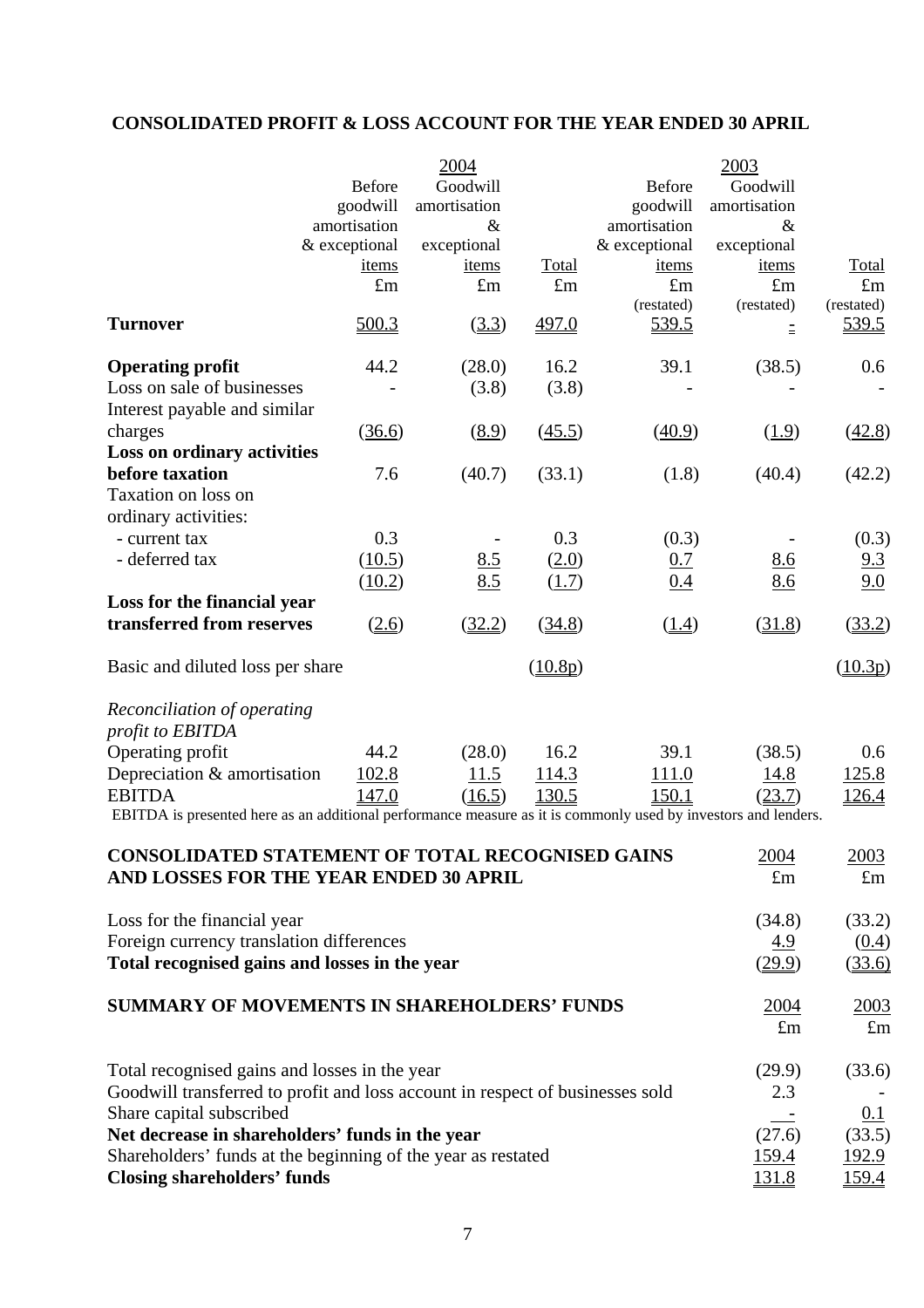## CONSOLIDATED PROFIT & LOSS ACCOUNT FOR THE YEAR ENDED 30 APRIL

| | 2004 | | | 2003 | | |
|---|---|---|---|---|---|---|
| | Before goodwill amortisation & exceptional items | Goodwill amortisation & exceptional items | Total | Before goodwill amortisation & exceptional items | Goodwill amortisation & exceptional items | Total |
| | £m | £m | £m | £m (restated) | £m (restated) | £m (restated) |
| **Turnover** | 500.3 | (3.3) | 497.0 | 539.5 | - | 539.5 |
| **Operating profit** | 44.2 | (28.0) | 16.2 | 39.1 | (38.5) | 0.6 |
| Loss on sale of businesses | - | (3.8) | (3.8) | - | - | - |
| Interest payable and similar charges | (36.6) | (8.9) | (45.5) | (40.9) | (1.9) | (42.8) |
| **Loss on ordinary activities before taxation** | 7.6 | (40.7) | (33.1) | (1.8) | (40.4) | (42.2) |
| Taxation on loss on ordinary activities: | | | | | | |
| - current tax | 0.3 | - | 0.3 | (0.3) | - | (0.3) |
| - deferred tax | (10.5) | 8.5 | (2.0) | 0.7 | 8.6 | 9.3 |
| | (10.2) | 8.5 | (1.7) | 0.4 | 8.6 | 9.0 |
| **Loss for the financial year transferred from reserves** | (2.6) | (32.2) | (34.8) | (1.4) | (31.8) | (33.2) |
| Basic and diluted loss per share | | | (10.8p) | | | (10.3p) |
| *Reconciliation of operating profit to EBITDA* | | | | | | |
| Operating profit | 44.2 | (28.0) | 16.2 | 39.1 | (38.5) | 0.6 |
| Depreciation & amortisation | 102.8 | 11.5 | 114.3 | 111.0 | 14.8 | 125.8 |
| EBITDA | 147.0 | (16.5) | 130.5 | 150.1 | (23.7) | 126.4 |

EBITDA is presented here as an additional performance measure as it is commonly used by investors and lenders.

## CONSOLIDATED STATEMENT OF TOTAL RECOGNISED GAINS AND LOSSES FOR THE YEAR ENDED 30 APRIL

| | 2004 £m | 2003 £m |
|---|---|---|
| Loss for the financial year | (34.8) | (33.2) |
| Foreign currency translation differences | 4.9 | (0.4) |
| **Total recognised gains and losses in the year** | (29.9) | (33.6) |

## SUMMARY OF MOVEMENTS IN SHAREHOLDERS' FUNDS

| | 2004 £m | 2003 £m |
|---|---|---|
| Total recognised gains and losses in the year | (29.9) | (33.6) |
| Goodwill transferred to profit and loss account in respect of businesses sold | 2.3 | - |
| Share capital subscribed | - | 0.1 |
| **Net decrease in shareholders' funds in the year** | (27.6) | (33.5) |
| Shareholders' funds at the beginning of the year as restated | 159.4 | 192.9 |
| **Closing shareholders' funds** | 131.8 | 159.4 |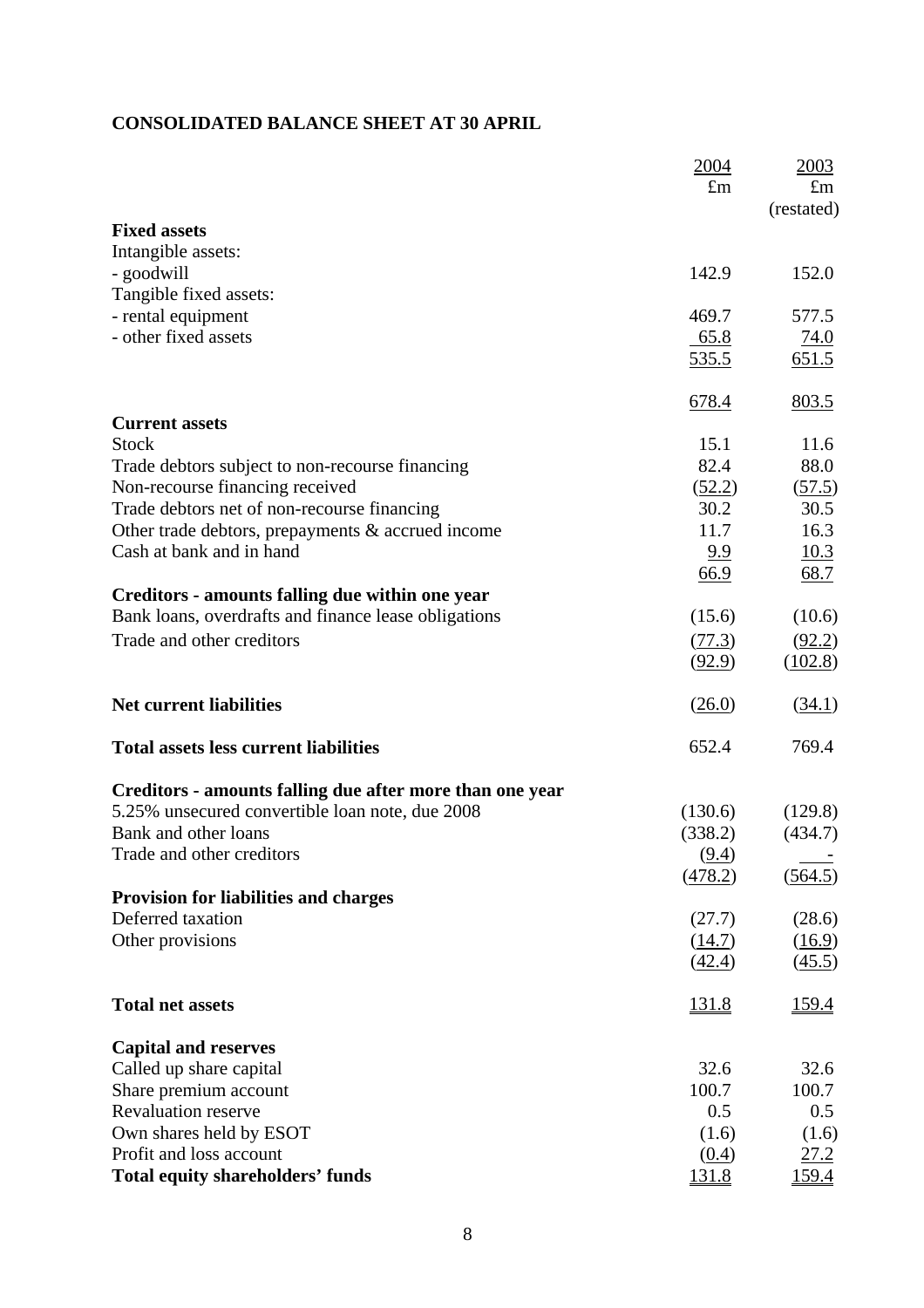**CONSOLIDATED BALANCE SHEET AT 30 APRIL**

| | 2004<br>£m | 2003<br>£m<br>(restated) |
|---|---|---|
| **Fixed assets** | | |
| Intangible assets: | | |
| - goodwill | 142.9 | 152.0 |
| Tangible fixed assets: | | |
| - rental equipment | 469.7 | 577.5 |
| - other fixed assets | 65.8 | 74.0 |
| | 535.5 | 651.5 |
| | 678.4 | 803.5 |
| **Current assets** | | |
| Stock | 15.1 | 11.6 |
| Trade debtors subject to non-recourse financing | 82.4 | 88.0 |
| Non-recourse financing received | (52.2) | (57.5) |
| Trade debtors net of non-recourse financing | 30.2 | 30.5 |
| Other trade debtors, prepayments & accrued income | 11.7 | 16.3 |
| Cash at bank and in hand | 9.9 | 10.3 |
| | 66.9 | 68.7 |
| **Creditors - amounts falling due within one year** | | |
| Bank loans, overdrafts and finance lease obligations | (15.6) | (10.6) |
| Trade and other creditors | (77.3) | (92.2) |
| | (92.9) | (102.8) |
| **Net current liabilities** | (26.0) | (34.1) |
| **Total assets less current liabilities** | 652.4 | 769.4 |
| **Creditors - amounts falling due after more than one year** | | |
| 5.25% unsecured convertible loan note, due 2008 | (130.6) | (129.8) |
| Bank and other loans | (338.2) | (434.7) |
| Trade and other creditors | (9.4) | - |
| | (478.2) | (564.5) |
| **Provision for liabilities and charges** | | |
| Deferred taxation | (27.7) | (28.6) |
| Other provisions | (14.7) | (16.9) |
| | (42.4) | (45.5) |
| **Total net assets** | 131.8 | 159.4 |
| **Capital and reserves** | | |
| Called up share capital | 32.6 | 32.6 |
| Share premium account | 100.7 | 100.7 |
| Revaluation reserve | 0.5 | 0.5 |
| Own shares held by ESOT | (1.6) | (1.6) |
| Profit and loss account | (0.4) | 27.2 |
| **Total equity shareholders' funds** | 131.8 | 159.4 |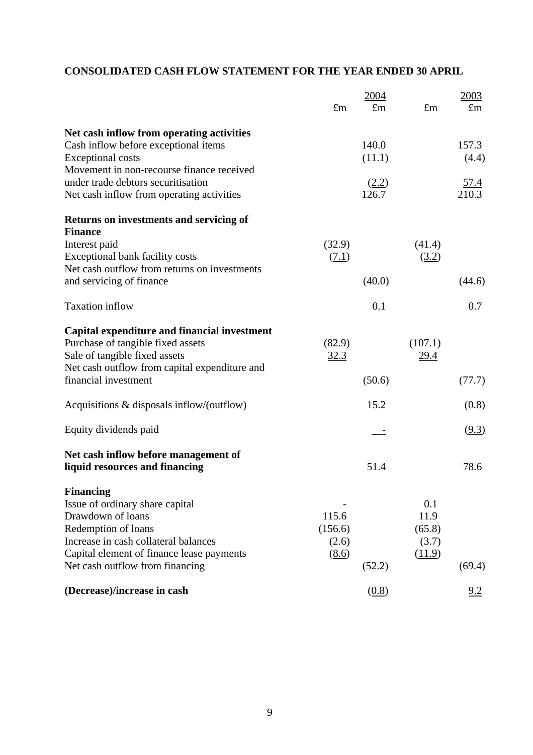**CONSOLIDATED CASH FLOW STATEMENT FOR THE YEAR ENDED 30 APRIL**

| | 2004 | | 2003 | |
|---|---|---|---|---|
| | £m | £m | £m | £m |
| **Net cash inflow from operating activities** | | | | |
| Cash inflow before exceptional items | | 140.0 | | 157.3 |
| Exceptional costs | | (11.1) | | (4.4) |
| Movement in non-recourse finance received under trade debtors securitisation | | (2.2) | | 57.4 |
| Net cash inflow from operating activities | | 126.7 | | 210.3 |
| **Returns on investments and servicing of Finance** | | | | |
| Interest paid | (32.9) | | (41.4) | |
| Exceptional bank facility costs | (7.1) | | (3.2) | |
| Net cash outflow from returns on investments and servicing of finance | | (40.0) | | (44.6) |
| Taxation inflow | | 0.1 | | 0.7 |
| **Capital expenditure and financial investment** | | | | |
| Purchase of tangible fixed assets | (82.9) | | (107.1) | |
| Sale of tangible fixed assets | 32.3 | | 29.4 | |
| Net cash outflow from capital expenditure and financial investment | | (50.6) | | (77.7) |
| Acquisitions & disposals inflow/(outflow) | | 15.2 | | (0.8) |
| Equity dividends paid | | - | | (9.3) |
| **Net cash inflow before management of liquid resources and financing** | | 51.4 | | 78.6 |
| **Financing** | | | | |
| Issue of ordinary share capital | - | | 0.1 | |
| Drawdown of loans | 115.6 | | 11.9 | |
| Redemption of loans | (156.6) | | (65.8) | |
| Increase in cash collateral balances | (2.6) | | (3.7) | |
| Capital element of finance lease payments | (8.6) | | (11.9) | |
| Net cash outflow from financing | | (52.2) | | (69.4) |
| **(Decrease)/increase in cash** | | (0.8) | | 9.2 |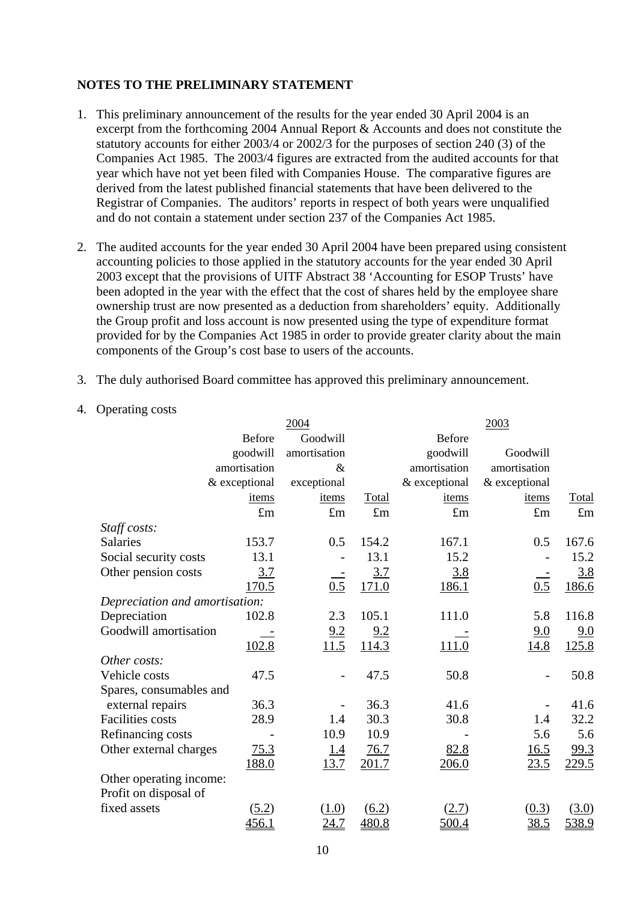**NOTES TO THE PRELIMINARY STATEMENT**

1. This preliminary announcement of the results for the year ended 30 April 2004 is an excerpt from the forthcoming 2004 Annual Report & Accounts and does not constitute the statutory accounts for either 2003/4 or 2002/3 for the purposes of section 240 (3) of the Companies Act 1985. The 2003/4 figures are extracted from the audited accounts for that year which have not yet been filed with Companies House. The comparative figures are derived from the latest published financial statements that have been delivered to the Registrar of Companies. The auditors' reports in respect of both years were unqualified and do not contain a statement under section 237 of the Companies Act 1985.

2. The audited accounts for the year ended 30 April 2004 have been prepared using consistent accounting policies to those applied in the statutory accounts for the year ended 30 April 2003 except that the provisions of UITF Abstract 38 'Accounting for ESOP Trusts' have been adopted in the year with the effect that the cost of shares held by the employee share ownership trust are now presented as a deduction from shareholders' equity. Additionally the Group profit and loss account is now presented using the type of expenditure format provided for by the Companies Act 1985 in order to provide greater clarity about the main components of the Group's cost base to users of the accounts.

3. The duly authorised Board committee has approved this preliminary announcement.

4. Operating costs

| | 2004 | | | 2003 | | |
|---|---|---|---|---|---|---|
| | Before goodwill amortisation & exceptional items | Goodwill amortisation & exceptional items | Total | Before goodwill amortisation & exceptional items | Goodwill amortisation & exceptional items | Total |
| | £m | £m | £m | £m | £m | £m |
| *Staff costs:* | | | | | | |
| Salaries | 153.7 | 0.5 | 154.2 | 167.1 | 0.5 | 167.6 |
| Social security costs | 13.1 | - | 13.1 | 15.2 | - | 15.2 |
| Other pension costs | 3.7 | - | 3.7 | 3.8 | - | 3.8 |
| | 170.5 | 0.5 | 171.0 | 186.1 | 0.5 | 186.6 |
| *Depreciation and amortisation:* | | | | | | |
| Depreciation | 102.8 | 2.3 | 105.1 | 111.0 | 5.8 | 116.8 |
| Goodwill amortisation | - | 9.2 | 9.2 | - | 9.0 | 9.0 |
| | 102.8 | 11.5 | 114.3 | 111.0 | 14.8 | 125.8 |
| *Other costs:* | | | | | | |
| Vehicle costs | 47.5 | - | 47.5 | 50.8 | - | 50.8 |
| Spares, consumables and external repairs | 36.3 | - | 36.3 | 41.6 | - | 41.6 |
| Facilities costs | 28.9 | 1.4 | 30.3 | 30.8 | 1.4 | 32.2 |
| Refinancing costs | - | 10.9 | 10.9 | - | 5.6 | 5.6 |
| Other external charges | 75.3 | 1.4 | 76.7 | 82.8 | 16.5 | 99.3 |
| | 188.0 | 13.7 | 201.7 | 206.0 | 23.5 | 229.5 |
| Other operating income: | | | | | | |
| Profit on disposal of fixed assets | (5.2) | (1.0) | (6.2) | (2.7) | (0.3) | (3.0) |
| | 456.1 | 24.7 | 480.8 | 500.4 | 38.5 | 538.9 |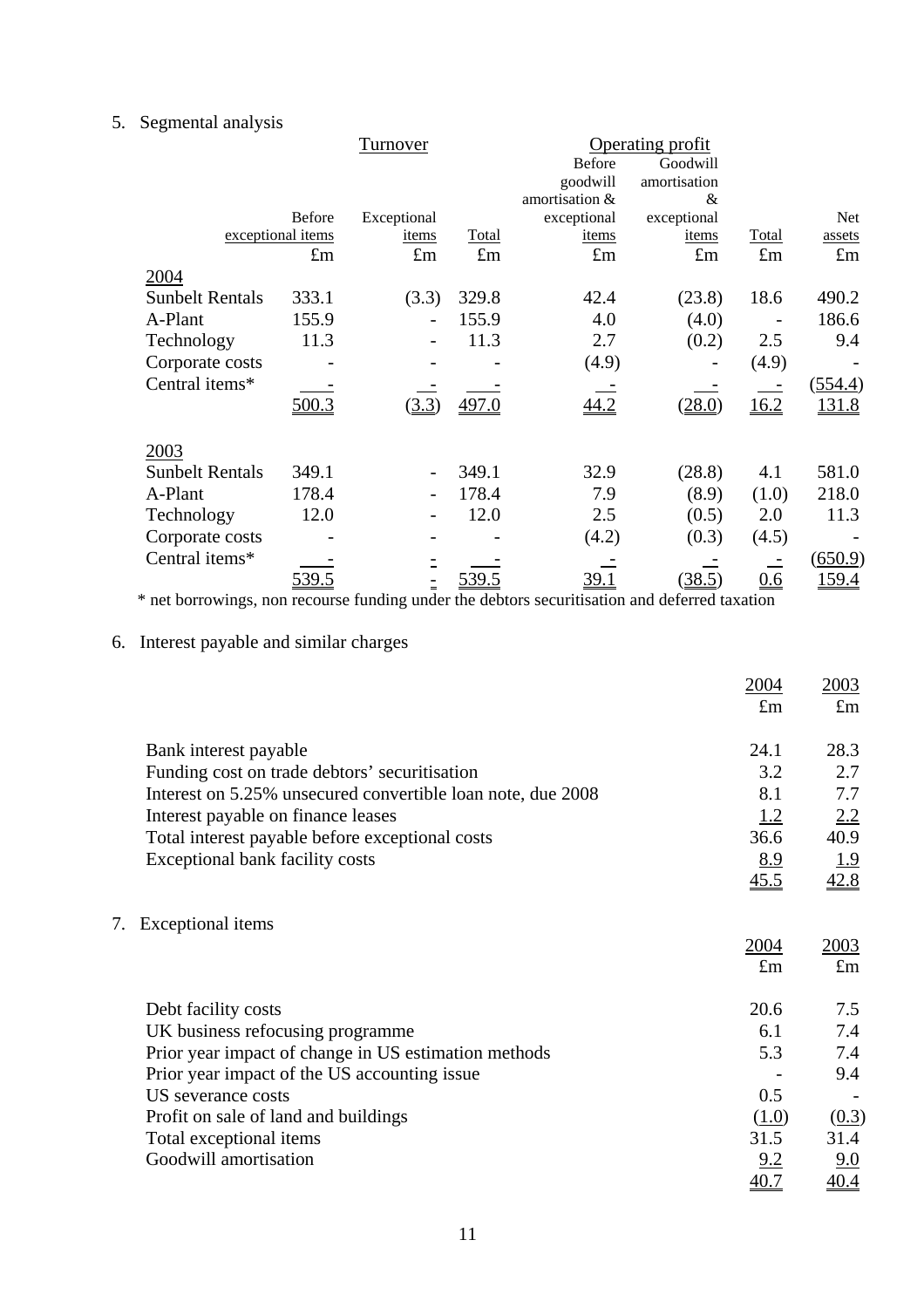5. Segmental analysis

| | Turnover | | | Operating profit | | | |
|---|---|---|---|---|---|---|---|
| | Before exceptional items | Exceptional items | Total | Before goodwill amortisation & exceptional items | Goodwill amortisation & exceptional items | Total | Net assets |
| | £m | £m | £m | £m | £m | £m | £m |
| **2004** | | | | | | | |
| Sunbelt Rentals | 333.1 | (3.3) | 329.8 | 42.4 | (23.8) | 18.6 | 490.2 |
| A-Plant | 155.9 | - | 155.9 | 4.0 | (4.0) | - | 186.6 |
| Technology | 11.3 | - | 11.3 | 2.7 | (0.2) | 2.5 | 9.4 |
| Corporate costs | - | - | - | (4.9) | - | (4.9) | - |
| Central items* | - | - | - | - | - | - | (554.4) |
| | 500.3 | (3.3) | 497.0 | 44.2 | (28.0) | 16.2 | 131.8 |
| **2003** | | | | | | | |
| Sunbelt Rentals | 349.1 | - | 349.1 | 32.9 | (28.8) | 4.1 | 581.0 |
| A-Plant | 178.4 | - | 178.4 | 7.9 | (8.9) | (1.0) | 218.0 |
| Technology | 12.0 | - | 12.0 | 2.5 | (0.5) | 2.0 | 11.3 |
| Corporate costs | - | - | - | (4.2) | (0.3) | (4.5) | - |
| Central items* | - | - | - | - | - | - | (650.9) |
| | 539.5 | - | 539.5 | 39.1 | (38.5) | 0.6 | 159.4 |

\* net borrowings, non recourse funding under the debtors securitisation and deferred taxation

6. Interest payable and similar charges

| | 2004 | 2003 |
|---|---|---|
| | £m | £m |
| Bank interest payable | 24.1 | 28.3 |
| Funding cost on trade debtors' securitisation | 3.2 | 2.7 |
| Interest on 5.25% unsecured convertible loan note, due 2008 | 8.1 | 7.7 |
| Interest payable on finance leases | 1.2 | 2.2 |
| Total interest payable before exceptional costs | 36.6 | 40.9 |
| Exceptional bank facility costs | 8.9 | 1.9 |
| | 45.5 | 42.8 |

7. Exceptional items

| | 2004 | 2003 |
|---|---|---|
| | £m | £m |
| Debt facility costs | 20.6 | 7.5 |
| UK business refocusing programme | 6.1 | 7.4 |
| Prior year impact of change in US estimation methods | 5.3 | 7.4 |
| Prior year impact of the US accounting issue | - | 9.4 |
| US severance costs | 0.5 | - |
| Profit on sale of land and buildings | (1.0) | (0.3) |
| Total exceptional items | 31.5 | 31.4 |
| Goodwill amortisation | 9.2 | 9.0 |
| | 40.7 | 40.4 |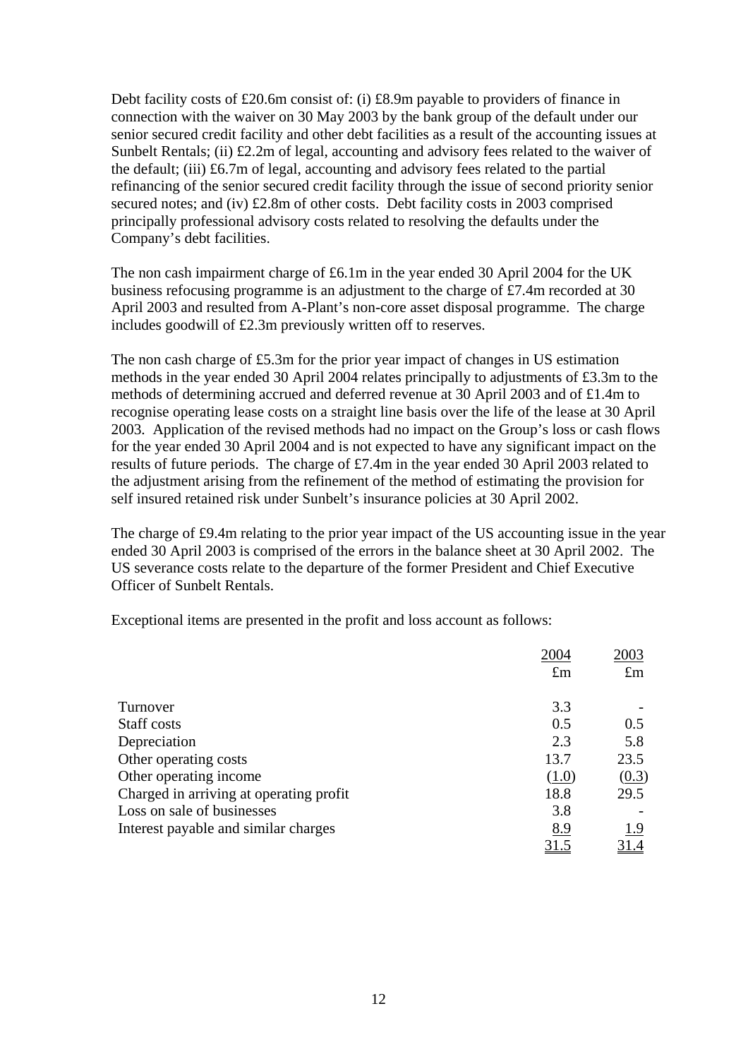Debt facility costs of £20.6m consist of: (i) £8.9m payable to providers of finance in connection with the waiver on 30 May 2003 by the bank group of the default under our senior secured credit facility and other debt facilities as a result of the accounting issues at Sunbelt Rentals; (ii) £2.2m of legal, accounting and advisory fees related to the waiver of the default; (iii) £6.7m of legal, accounting and advisory fees related to the partial refinancing of the senior secured credit facility through the issue of second priority senior secured notes; and (iv) £2.8m of other costs. Debt facility costs in 2003 comprised principally professional advisory costs related to resolving the defaults under the Company's debt facilities.

The non cash impairment charge of £6.1m in the year ended 30 April 2004 for the UK business refocusing programme is an adjustment to the charge of £7.4m recorded at 30 April 2003 and resulted from A-Plant's non-core asset disposal programme. The charge includes goodwill of £2.3m previously written off to reserves.

The non cash charge of £5.3m for the prior year impact of changes in US estimation methods in the year ended 30 April 2004 relates principally to adjustments of £3.3m to the methods of determining accrued and deferred revenue at 30 April 2003 and of £1.4m to recognise operating lease costs on a straight line basis over the life of the lease at 30 April 2003. Application of the revised methods had no impact on the Group's loss or cash flows for the year ended 30 April 2004 and is not expected to have any significant impact on the results of future periods. The charge of £7.4m in the year ended 30 April 2003 related to the adjustment arising from the refinement of the method of estimating the provision for self insured retained risk under Sunbelt's insurance policies at 30 April 2002.

The charge of £9.4m relating to the prior year impact of the US accounting issue in the year ended 30 April 2003 is comprised of the errors in the balance sheet at 30 April 2002. The US severance costs relate to the departure of the former President and Chief Executive Officer of Sunbelt Rentals.

Exceptional items are presented in the profit and loss account as follows:

| | 2004 | 2003 |
|---|---|---|
| | £m | £m |
| Turnover | 3.3 | - |
| Staff costs | 0.5 | 0.5 |
| Depreciation | 2.3 | 5.8 |
| Other operating costs | 13.7 | 23.5 |
| Other operating income | (1.0) | (0.3) |
| Charged in arriving at operating profit | 18.8 | 29.5 |
| Loss on sale of businesses | 3.8 | - |
| Interest payable and similar charges | 8.9 | 1.9 |
| | 31.5 | 31.4 |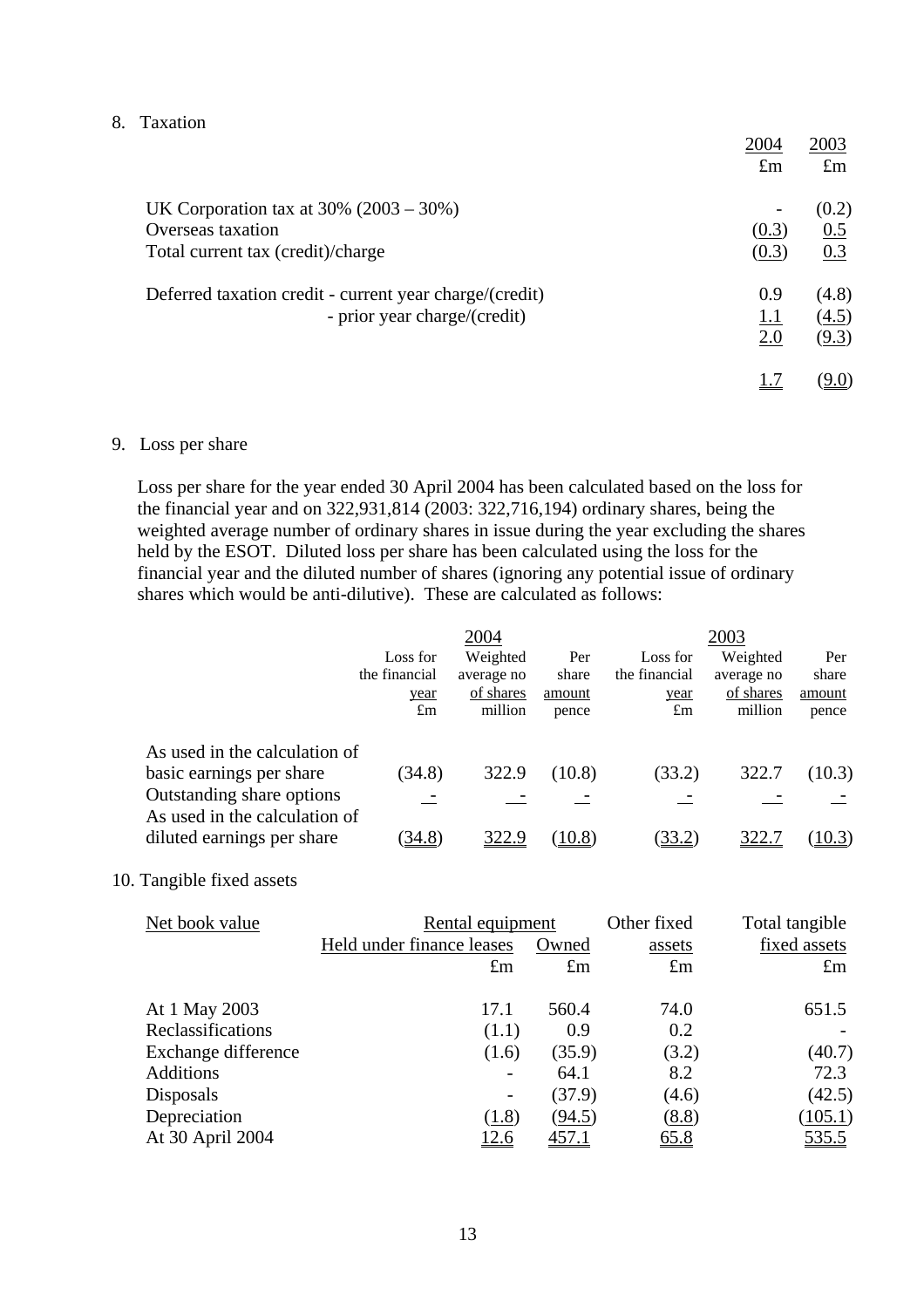## 8. Taxation

| | 2004<br>£m | 2003<br>£m |
|---|---|---|
| UK Corporation tax at 30% (2003 – 30%) | - | (0.2) |
| Overseas taxation | (0.3) | 0.5 |
| Total current tax (credit)/charge | (0.3) | 0.3 |
| | | |
| Deferred taxation credit - current year charge/(credit) | 0.9 | (4.8) |
| - prior year charge/(credit) | 1.1 | (4.5) |
| | 2.0 | (9.3) |
| | | |
| | 1.7 | (9.0) |

## 9. Loss per share

Loss per share for the year ended 30 April 2004 has been calculated based on the loss for the financial year and on 322,931,814 (2003: 322,716,194) ordinary shares, being the weighted average number of ordinary shares in issue during the year excluding the shares held by the ESOT. Diluted loss per share has been calculated using the loss for the financial year and the diluted number of shares (ignoring any potential issue of ordinary shares which would be anti-dilutive). These are calculated as follows:

| | 2004 | | | 2003 | | |
|---|---|---|---|---|---|---|
| | Loss for the financial year<br>£m | Weighted average no of shares<br>million | Per share amount<br>pence | Loss for the financial year<br>£m | Weighted average no of shares<br>million | Per share amount<br>pence |
| As used in the calculation of basic earnings per share | (34.8) | 322.9 | (10.8) | (33.2) | 322.7 | (10.3) |
| Outstanding share options | - | - | - | - | - | - |
| As used in the calculation of diluted earnings per share | (34.8) | 322.9 | (10.8) | (33.2) | 322.7 | (10.3) |

## 10. Tangible fixed assets

| Net book value | Rental equipment<br>Held under finance leases<br>£m | <br>Owned<br>£m | Other fixed assets<br>£m | Total tangible fixed assets<br>£m |
|---|---|---|---|---|
| At 1 May 2003 | 17.1 | 560.4 | 74.0 | 651.5 |
| Reclassifications | (1.1) | 0.9 | 0.2 | - |
| Exchange difference | (1.6) | (35.9) | (3.2) | (40.7) |
| Additions | - | 64.1 | 8.2 | 72.3 |
| Disposals | - | (37.9) | (4.6) | (42.5) |
| Depreciation | (1.8) | (94.5) | (8.8) | (105.1) |
| At 30 April 2004 | 12.6 | 457.1 | 65.8 | 535.5 |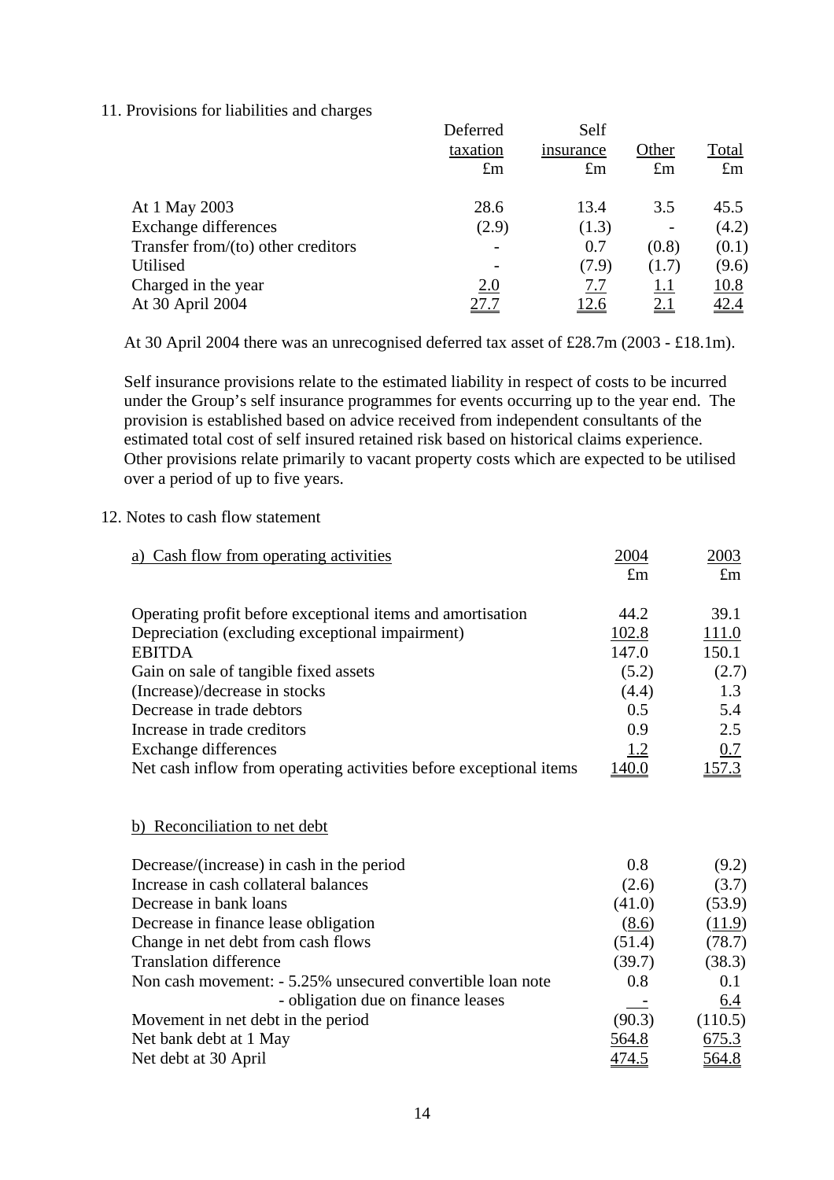11. Provisions for liabilities and charges

| | Deferred taxation £m | Self insurance £m | Other £m | Total £m |
|---|---|---|---|---|
| At 1 May 2003 | 28.6 | 13.4 | 3.5 | 45.5 |
| Exchange differences | (2.9) | (1.3) | - | (4.2) |
| Transfer from/(to) other creditors | - | 0.7 | (0.8) | (0.1) |
| Utilised | - | (7.9) | (1.7) | (9.6) |
| Charged in the year | 2.0 | 7.7 | 1.1 | 10.8 |
| At 30 April 2004 | 27.7 | 12.6 | 2.1 | 42.4 |

At 30 April 2004 there was an unrecognised deferred tax asset of £28.7m (2003 - £18.1m).

Self insurance provisions relate to the estimated liability in respect of costs to be incurred under the Group's self insurance programmes for events occurring up to the year end. The provision is established based on advice received from independent consultants of the estimated total cost of self insured retained risk based on historical claims experience. Other provisions relate primarily to vacant property costs which are expected to be utilised over a period of up to five years.

12. Notes to cash flow statement

| a) Cash flow from operating activities | 2004 £m | 2003 £m |
|---|---|---|
| Operating profit before exceptional items and amortisation | 44.2 | 39.1 |
| Depreciation (excluding exceptional impairment) | 102.8 | 111.0 |
| EBITDA | 147.0 | 150.1 |
| Gain on sale of tangible fixed assets | (5.2) | (2.7) |
| (Increase)/decrease in stocks | (4.4) | 1.3 |
| Decrease in trade debtors | 0.5 | 5.4 |
| Increase in trade creditors | 0.9 | 2.5 |
| Exchange differences | 1.2 | 0.7 |
| Net cash inflow from operating activities before exceptional items | 140.0 | 157.3 |

b) Reconciliation to net debt

| | 2004 | 2003 |
|---|---|---|
| Decrease/(increase) in cash in the period | 0.8 | (9.2) |
| Increase in cash collateral balances | (2.6) | (3.7) |
| Decrease in bank loans | (41.0) | (53.9) |
| Decrease in finance lease obligation | (8.6) | (11.9) |
| Change in net debt from cash flows | (51.4) | (78.7) |
| Translation difference | (39.7) | (38.3) |
| Non cash movement: - 5.25% unsecured convertible loan note | 0.8 | 0.1 |
| - obligation due on finance leases | - | 6.4 |
| Movement in net debt in the period | (90.3) | (110.5) |
| Net bank debt at 1 May | 564.8 | 675.3 |
| Net debt at 30 April | 474.5 | 564.8 |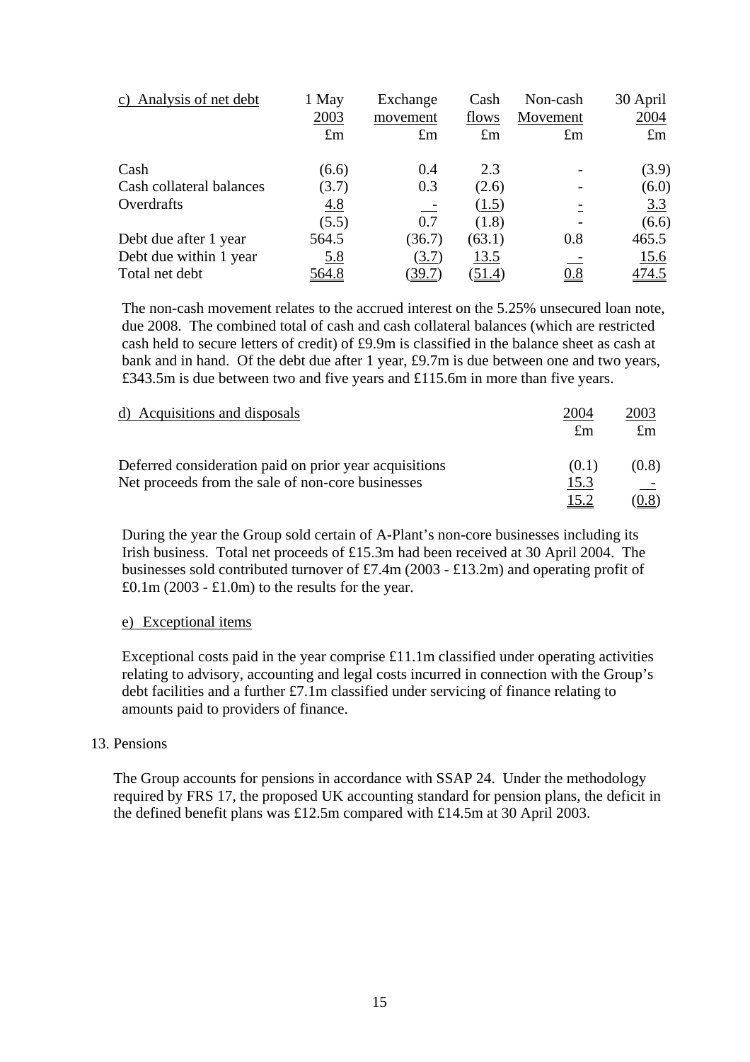| c) Analysis of net debt | 1 May 2003 £m | Exchange movement £m | Cash flows £m | Non-cash Movement £m | 30 April 2004 £m |
|---|---|---|---|---|---|
| Cash | (6.6) | 0.4 | 2.3 | - | (3.9) |
| Cash collateral balances | (3.7) | 0.3 | (2.6) | - | (6.0) |
| Overdrafts | 4.8 | - | (1.5) | - | 3.3 |
| | (5.5) | 0.7 | (1.8) | - | (6.6) |
| Debt due after 1 year | 564.5 | (36.7) | (63.1) | 0.8 | 465.5 |
| Debt due within 1 year | 5.8 | (3.7) | 13.5 | - | 15.6 |
| Total net debt | 564.8 | (39.7) | (51.4) | 0.8 | 474.5 |

The non-cash movement relates to the accrued interest on the 5.25% unsecured loan note, due 2008. The combined total of cash and cash collateral balances (which are restricted cash held to secure letters of credit) of £9.9m is classified in the balance sheet as cash at bank and in hand. Of the debt due after 1 year, £9.7m is due between one and two years, £343.5m is due between two and five years and £115.6m in more than five years.

| d) Acquisitions and disposals | 2004 £m | 2003 £m |
|---|---|---|
| Deferred consideration paid on prior year acquisitions | (0.1) | (0.8) |
| Net proceeds from the sale of non-core businesses | 15.3 | - |
| | 15.2 | (0.8) |

During the year the Group sold certain of A-Plant's non-core businesses including its Irish business. Total net proceeds of £15.3m had been received at 30 April 2004. The businesses sold contributed turnover of £7.4m (2003 - £13.2m) and operating profit of £0.1m (2003 - £1.0m) to the results for the year.

e) Exceptional items

Exceptional costs paid in the year comprise £11.1m classified under operating activities relating to advisory, accounting and legal costs incurred in connection with the Group's debt facilities and a further £7.1m classified under servicing of finance relating to amounts paid to providers of finance.

13. Pensions

The Group accounts for pensions in accordance with SSAP 24. Under the methodology required by FRS 17, the proposed UK accounting standard for pension plans, the deficit in the defined benefit plans was £12.5m compared with £14.5m at 30 April 2003.